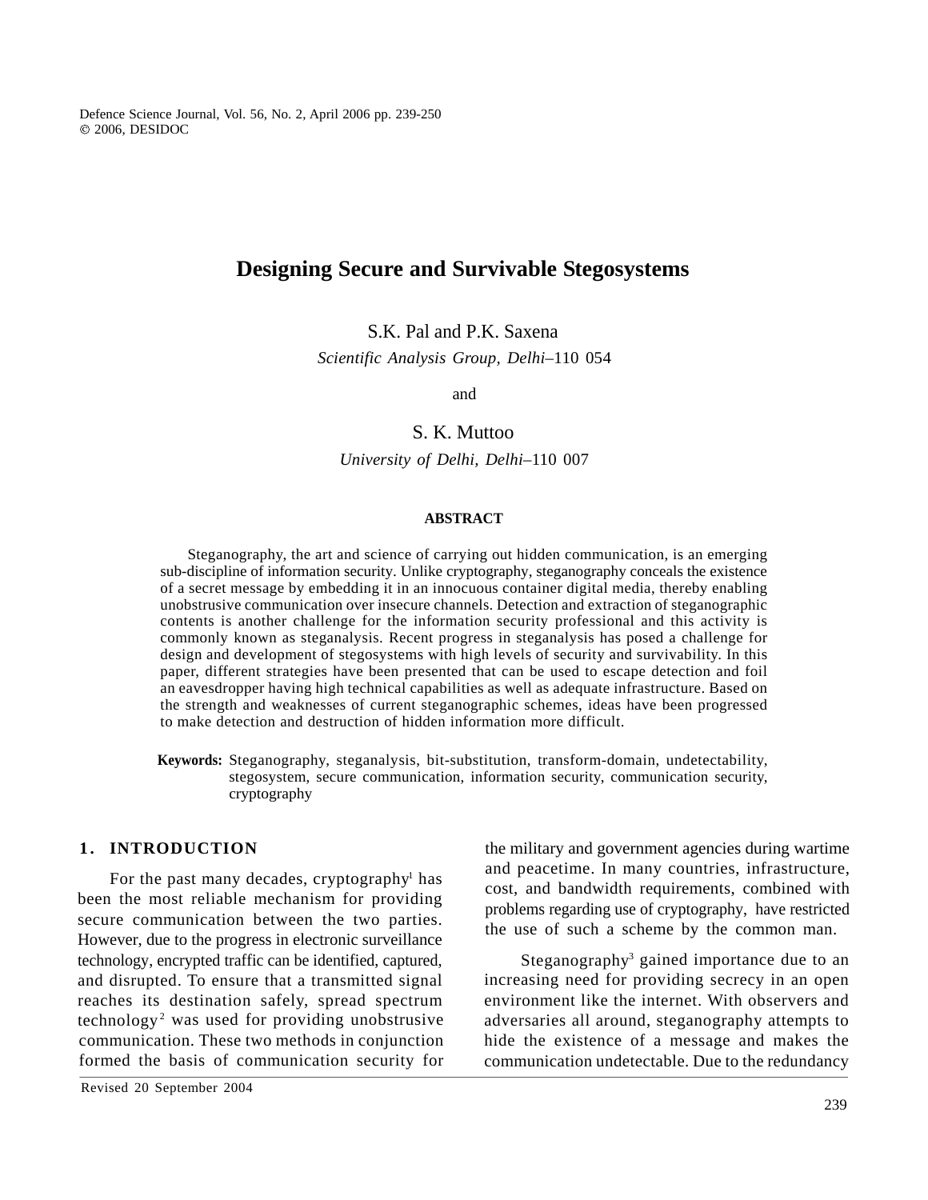# Designing Secure and Survivable Stegosystems

S.K. Pal and P.K. Saxena

*Scientific Analysis Group, Delhi*–110 054

and

S. K. Muttoo

*University of Delhi, Delhi*–110 007

## ABSTRACT

Steganography, the art and science of carrying out hidden communication, is an emerging sub-discipline of information security. Unlike cryptography, steganography conceals the existence of a secret message by embedding it in an innocuous container digital media, thereby enabling unobstrusive communication over insecure channels. Detection and extraction of steganographic contents is another challenge for the information security professional and this activity is commonly known as steganalysis. Recent progress in steganalysis has posed a challenge for design and development of stegosystems with high levels of security and survivability. In this paper, different strategies have been presented that can be used to escape detection and foil an eavesdropper having high technical capabilities as well as adequate infrastructure. Based on the strength and weaknesses of current steganographic schemes, ideas have been progressed to make detection and destruction of hidden information more difficult.

**Keywords:** Steganography, steganalysis, bit-substitution, transform-domain, undetectability, stegosystem, secure communication, information security, communication security, cryptography

## 1. INTRODUCTION

For the past many decades, cryptography[1] has been the most reliable mechanism for providing secure communication between the two parties. However, due to the progress in electronic surveillance technology, encrypted traffic can be identified, captured, and disrupted. To ensure that a transmitted signal reaches its destination safely, spread spectrum technology[2] was used for providing unobstrusive communication. These two methods in conjunction formed the basis of communication security for the military and government agencies during wartime and peacetime. In many countries, infrastructure, cost, and bandwidth requirements, combined with problems regarding use of cryptography, have restricted the use of such a scheme by the common man.

Steganography[3] gained importance due to an increasing need for providing secrecy in an open environment like the internet. With observers and adversaries all around, steganography attempts to hide the existence of a message and makes the communication undetectable. Due to the redundancy

Revised 20 September 2004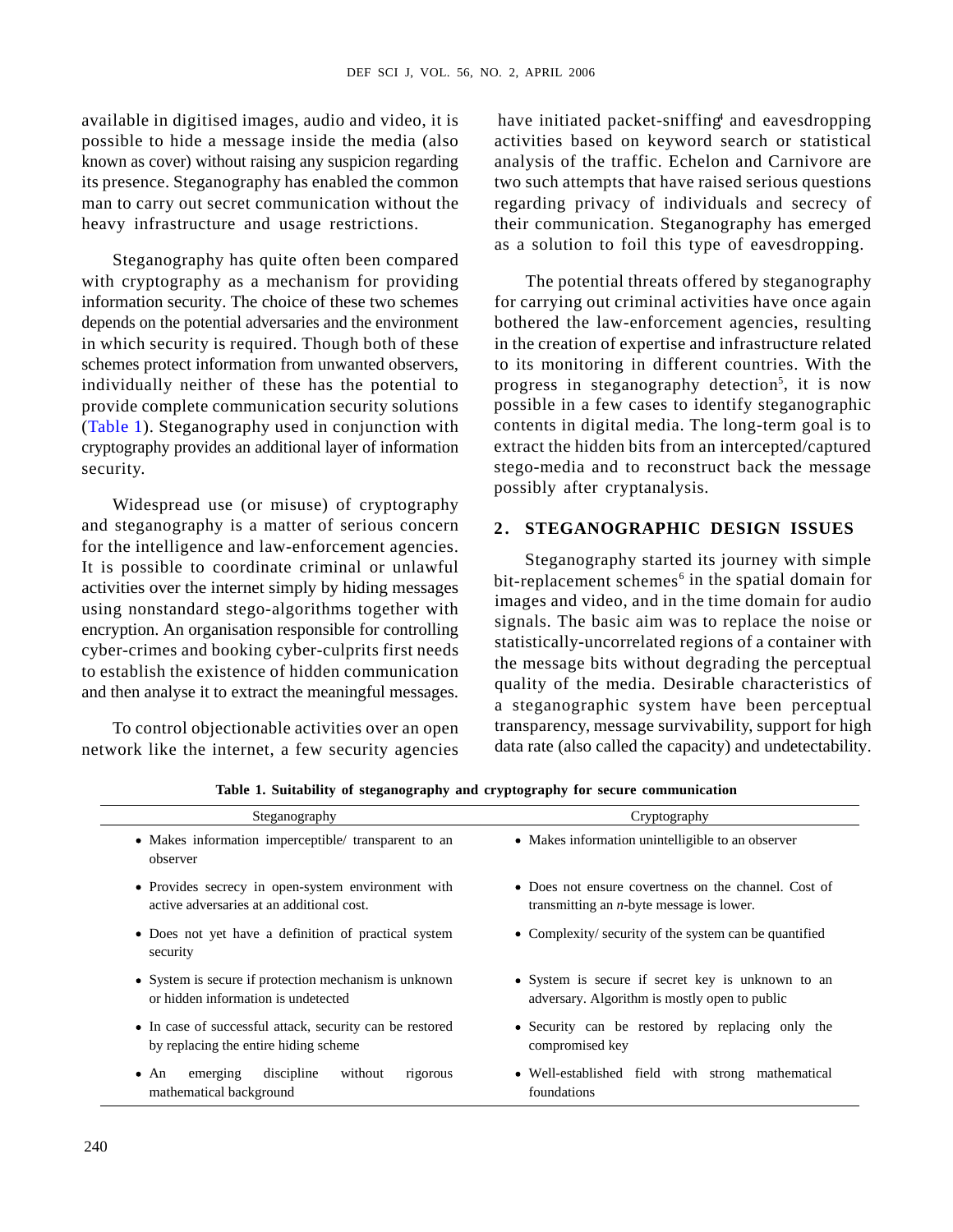available in digitised images, audio and video, it is possible to hide a message inside the media (also known as cover) without raising any suspicion regarding its presence. Steganography has enabled the common man to carry out secret communication without the heavy infrastructure and usage restrictions.

Steganography has quite often been compared with cryptography as a mechanism for providing information security. The choice of these two schemes depends on the potential adversaries and the environment in which security is required. Though both of these schemes protect information from unwanted observers, individually neither of these has the potential to provide complete communication security solutions (Table 1). Steganography used in conjunction with cryptography provides an additional layer of information security.

Widespread use (or misuse) of cryptography and steganography is a matter of serious concern for the intelligence and law-enforcement agencies. It is possible to coordinate criminal or unlawful activities over the internet simply by hiding messages using nonstandard stego-algorithms together with encryption. An organisation responsible for controlling cyber-crimes and booking cyber-culprits first needs to establish the existence of hidden communication and then analyse it to extract the meaningful messages.

To control objectionable activities over an open network like the internet, a few security agencies have initiated packet-sniffing[4] and eavesdropping activities based on keyword search or statistical analysis of the traffic. Echelon and Carnivore are two such attempts that have raised serious questions regarding privacy of individuals and secrecy of their communication. Steganography has emerged as a solution to foil this type of eavesdropping.

The potential threats offered by steganography for carrying out criminal activities have once again bothered the law-enforcement agencies, resulting in the creation of expertise and infrastructure related to its monitoring in different countries. With the progress in steganography detection[5], it is now possible in a few cases to identify steganographic contents in digital media. The long-term goal is to extract the hidden bits from an intercepted/captured stego-media and to reconstruct back the message possibly after cryptanalysis.

## 2. STEGANOGRAPHIC DESIGN ISSUES

Steganography started its journey with simple bit-replacement schemes[6] in the spatial domain for images and video, and in the time domain for audio signals. The basic aim was to replace the noise or statistically-uncorrelated regions of a container with the message bits without degrading the perceptual quality of the media. Desirable characteristics of a steganographic system have been perceptual transparency, message survivability, support for high data rate (also called the capacity) and undetectability.

**Table 1. Suitability of steganography and cryptography for secure communication**

| Steganography | Cryptography |
|---|---|
| • Makes information imperceptible/ transparent to an observer | • Makes information unintelligible to an observer |
| • Provides secrecy in open-system environment with active adversaries at an additional cost. | • Does not ensure covertness on the channel. Cost of transmitting an *n*-byte message is lower. |
| • Does not yet have a definition of practical system security | • Complexity/ security of the system can be quantified |
| • System is secure if protection mechanism is unknown or hidden information is undetected | • System is secure if secret key is unknown to an adversary. Algorithm is mostly open to public |
| • In case of successful attack, security can be restored by replacing the entire hiding scheme | • Security can be restored by replacing only the compromised key |
| • An emerging discipline without rigorous mathematical background | • Well-established field with strong mathematical foundations |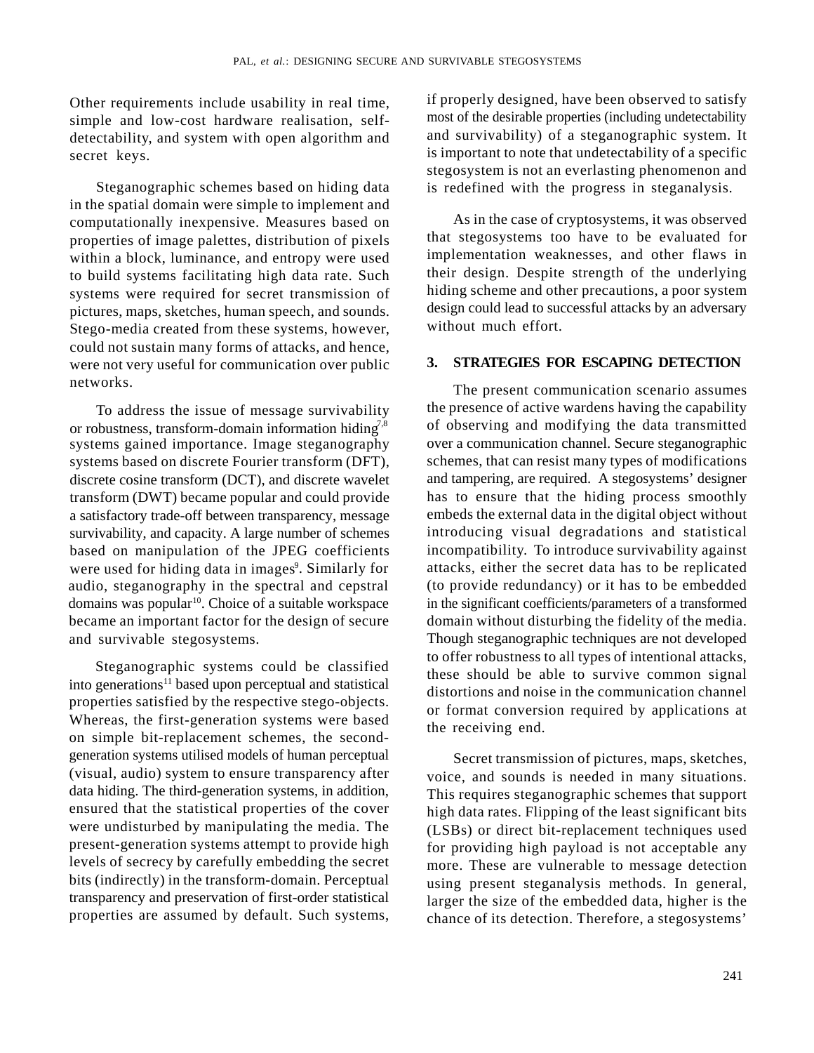Other requirements include usability in real time, simple and low-cost hardware realisation, self-detectability, and system with open algorithm and secret keys.

Steganographic schemes based on hiding data in the spatial domain were simple to implement and computationally inexpensive. Measures based on properties of image palettes, distribution of pixels within a block, luminance, and entropy were used to build systems facilitating high data rate. Such systems were required for secret transmission of pictures, maps, sketches, human speech, and sounds. Stego-media created from these systems, however, could not sustain many forms of attacks, and hence, were not very useful for communication over public networks.

To address the issue of message survivability or robustness, transform-domain information hiding[7,8] systems gained importance. Image steganography systems based on discrete Fourier transform (DFT), discrete cosine transform (DCT), and discrete wavelet transform (DWT) became popular and could provide a satisfactory trade-off between transparency, message survivability, and capacity. A large number of schemes based on manipulation of the JPEG coefficients were used for hiding data in images[9]. Similarly for audio, steganography in the spectral and cepstral domains was popular[10]. Choice of a suitable workspace became an important factor for the design of secure and survivable stegosystems.

Steganographic systems could be classified into generations[11] based upon perceptual and statistical properties satisfied by the respective stego-objects. Whereas, the first-generation systems were based on simple bit-replacement schemes, the second-generation systems utilised models of human perceptual (visual, audio) system to ensure transparency after data hiding. The third-generation systems, in addition, ensured that the statistical properties of the cover were undisturbed by manipulating the media. The present-generation systems attempt to provide high levels of secrecy by carefully embedding the secret bits (indirectly) in the transform-domain. Perceptual transparency and preservation of first-order statistical properties are assumed by default. Such systems, if properly designed, have been observed to satisfy most of the desirable properties (including undetectability and survivability) of a steganographic system. It is important to note that undetectability of a specific stegosystem is not an everlasting phenomenon and is redefined with the progress in steganalysis.

As in the case of cryptosystems, it was observed that stegosystems too have to be evaluated for implementation weaknesses, and other flaws in their design. Despite strength of the underlying hiding scheme and other precautions, a poor system design could lead to successful attacks by an adversary without much effort.

## 3. STRATEGIES FOR ESCAPING DETECTION

The present communication scenario assumes the presence of active wardens having the capability of observing and modifying the data transmitted over a communication channel. Secure steganographic schemes, that can resist many types of modifications and tampering, are required. A stegosystems' designer has to ensure that the hiding process smoothly embeds the external data in the digital object without introducing visual degradations and statistical incompatibility. To introduce survivability against attacks, either the secret data has to be replicated (to provide redundancy) or it has to be embedded in the significant coefficients/parameters of a transformed domain without disturbing the fidelity of the media. Though steganographic techniques are not developed to offer robustness to all types of intentional attacks, these should be able to survive common signal distortions and noise in the communication channel or format conversion required by applications at the receiving end.

Secret transmission of pictures, maps, sketches, voice, and sounds is needed in many situations. This requires steganographic schemes that support high data rates. Flipping of the least significant bits (LSBs) or direct bit-replacement techniques used for providing high payload is not acceptable any more. These are vulnerable to message detection using present steganalysis methods. In general, larger the size of the embedded data, higher is the chance of its detection. Therefore, a stegosystems'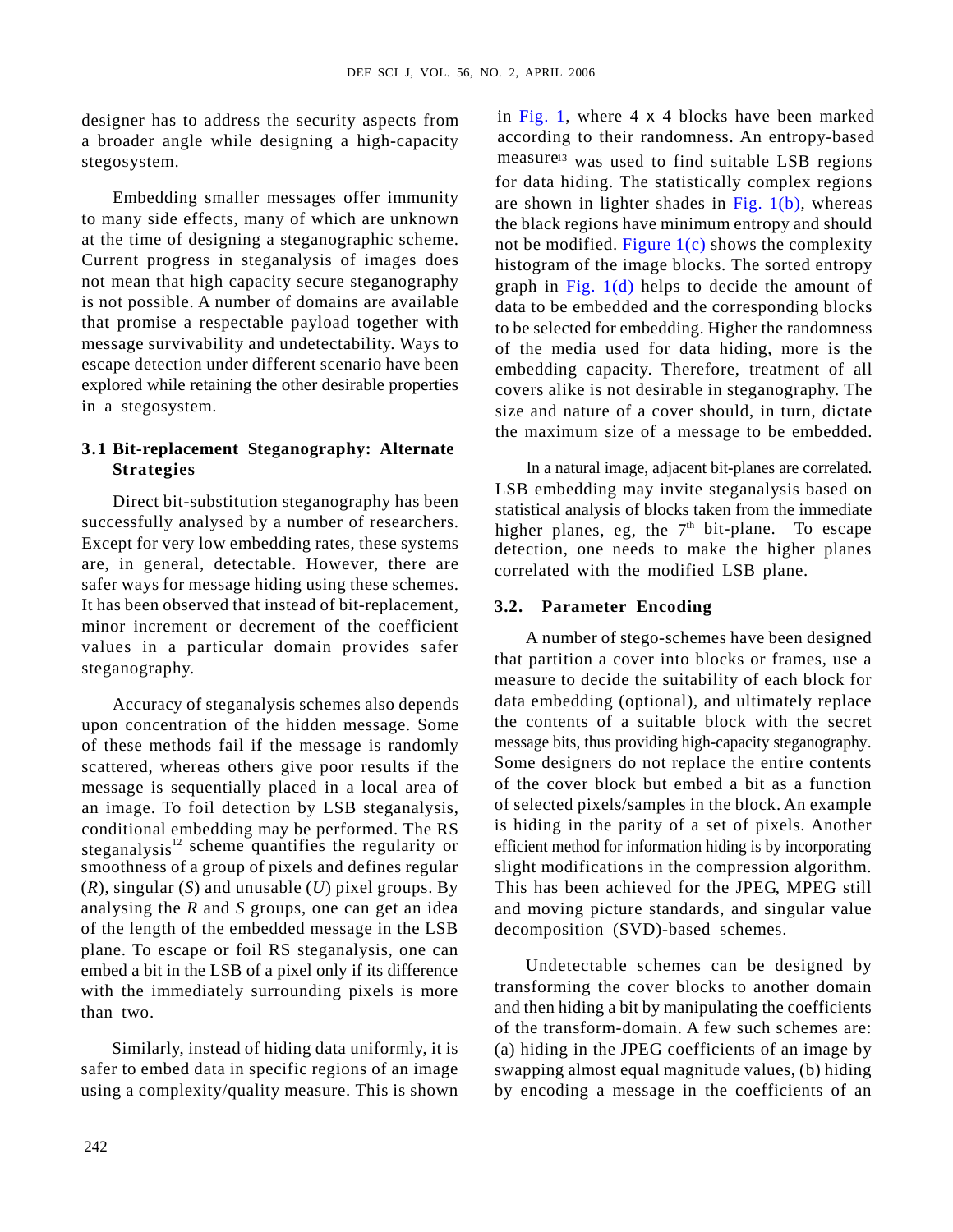designer has to address the security aspects from a broader angle while designing a high-capacity stegosystem.

Embedding smaller messages offer immunity to many side effects, many of which are unknown at the time of designing a steganographic scheme. Current progress in steganalysis of images does not mean that high capacity secure steganography is not possible. A number of domains are available that promise a respectable payload together with message survivability and undetectability. Ways to escape detection under different scenario have been explored while retaining the other desirable properties in a stegosystem.

### 3.1 Bit-replacement Steganography: Alternate Strategies

Direct bit-substitution steganography has been successfully analysed by a number of researchers. Except for very low embedding rates, these systems are, in general, detectable. However, there are safer ways for message hiding using these schemes. It has been observed that instead of bit-replacement, minor increment or decrement of the coefficient values in a particular domain provides safer steganography.

Accuracy of steganalysis schemes also depends upon concentration of the hidden message. Some of these methods fail if the message is randomly scattered, whereas others give poor results if the message is sequentially placed in a local area of an image. To foil detection by LSB steganalysis, conditional embedding may be performed. The RS steganalysis[12] scheme quantifies the regularity or smoothness of a group of pixels and defines regular (*R*), singular (*S*) and unusable (*U*) pixel groups. By analysing the *R* and *S* groups, one can get an idea of the length of the embedded message in the LSB plane. To escape or foil RS steganalysis, one can embed a bit in the LSB of a pixel only if its difference with the immediately surrounding pixels is more than two.

Similarly, instead of hiding data uniformly, it is safer to embed data in specific regions of an image using a complexity/quality measure. This is shown in Fig. 1, where 4 x 4 blocks have been marked according to their randomness. An entropy-based measure[13] was used to find suitable LSB regions for data hiding. The statistically complex regions are shown in lighter shades in Fig. 1(b), whereas the black regions have minimum entropy and should not be modified. Figure 1(c) shows the complexity histogram of the image blocks. The sorted entropy graph in Fig. 1(d) helps to decide the amount of data to be embedded and the corresponding blocks to be selected for embedding. Higher the randomness of the media used for data hiding, more is the embedding capacity. Therefore, treatment of all covers alike is not desirable in steganography. The size and nature of a cover should, in turn, dictate the maximum size of a message to be embedded.

In a natural image, adjacent bit-planes are correlated. LSB embedding may invite steganalysis based on statistical analysis of blocks taken from the immediate higher planes, eg, the 7th bit-plane. To escape detection, one needs to make the higher planes correlated with the modified LSB plane.

### 3.2. Parameter Encoding

A number of stego-schemes have been designed that partition a cover into blocks or frames, use a measure to decide the suitability of each block for data embedding (optional), and ultimately replace the contents of a suitable block with the secret message bits, thus providing high-capacity steganography. Some designers do not replace the entire contents of the cover block but embed a bit as a function of selected pixels/samples in the block. An example is hiding in the parity of a set of pixels. Another efficient method for information hiding is by incorporating slight modifications in the compression algorithm. This has been achieved for the JPEG, MPEG still and moving picture standards, and singular value decomposition (SVD)-based schemes.

Undetectable schemes can be designed by transforming the cover blocks to another domain and then hiding a bit by manipulating the coefficients of the transform-domain. A few such schemes are: (a) hiding in the JPEG coefficients of an image by swapping almost equal magnitude values, (b) hiding by encoding a message in the coefficients of an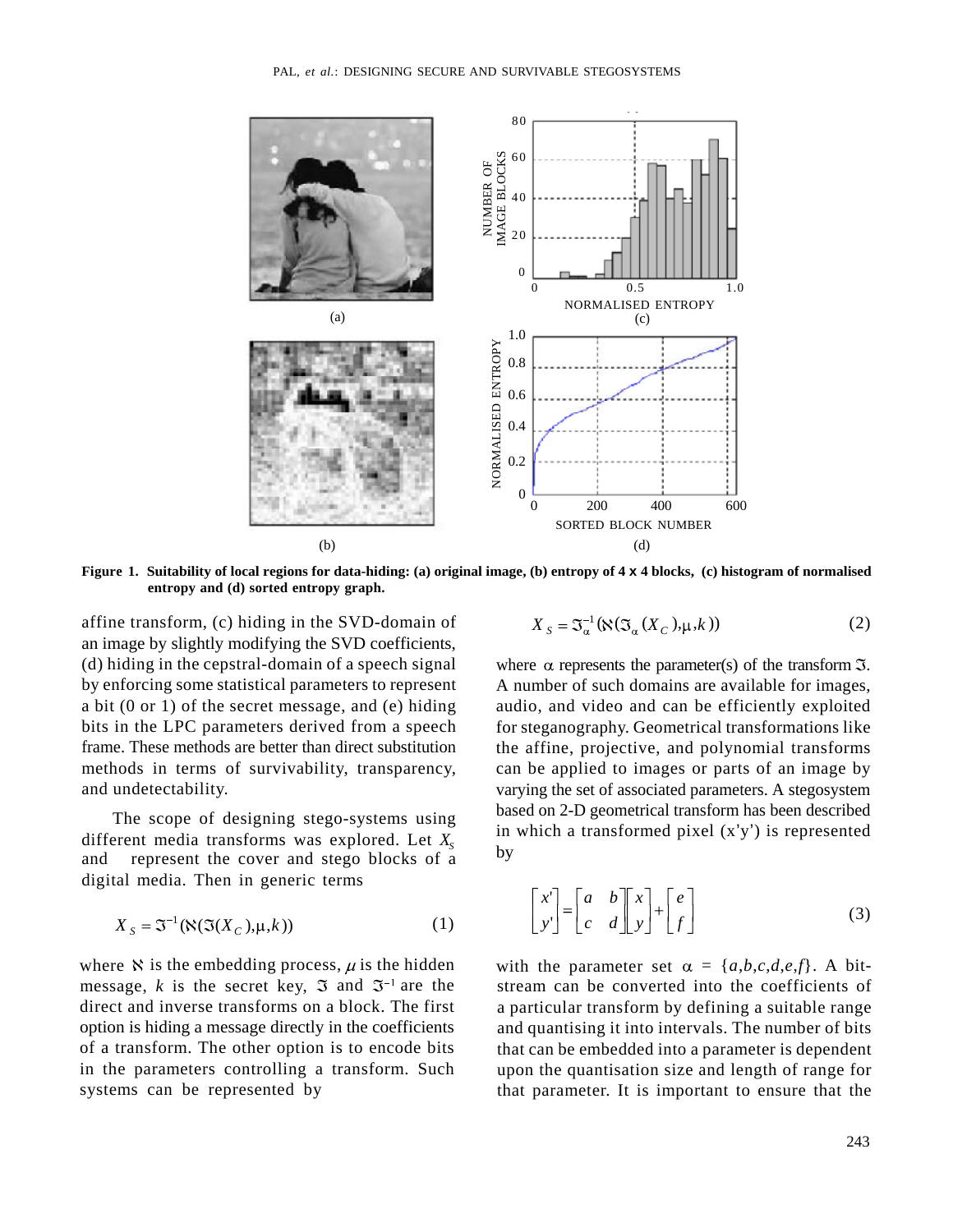Figure 1. Suitability of local regions for data-hiding: (a) original image, (b) entropy of 4 x 4 blocks, (c) histogram of normalised entropy and (d) sorted entropy graph.

affine transform, (c) hiding in the SVD-domain of an image by slightly modifying the SVD coefficients, (d) hiding in the cepstral-domain of a speech signal by enforcing some statistical parameters to represent a bit (0 or 1) of the secret message, and (e) hiding bits in the LPC parameters derived from a speech frame. These methods are better than direct substitution methods in terms of survivability, transparency, and undetectability.

The scope of designing stego-systems using different media transforms was explored. Let $X_S$ and represent the cover and stego blocks of a digital media. Then in generic terms

$$X_S = \Im^{-1}(\aleph(\Im(X_C),\mu,k)) \tag{1}$$

where $\aleph$ is the embedding process, $\mu$ is the hidden message, $k$ is the secret key, $\Im$ and $\Im^{-1}$ are the direct and inverse transforms on a block. The first option is hiding a message directly in the coefficients of a transform. The other option is to encode bits in the parameters controlling a transform. Such systems can be represented by

$$X_S = \Im_\alpha^{-1}(\aleph(\Im_\alpha(X_C),\mu,k)) \tag{2}$$

where $\alpha$ represents the parameter(s) of the transform $\Im$. A number of such domains are available for images, audio, and video and can be efficiently exploited for steganography. Geometrical transformations like the affine, projective, and polynomial transforms can be applied to images or parts of an image by varying the set of associated parameters. A stegosystem based on 2-D geometrical transform has been described in which a transformed pixel (x'y') is represented by

$$\begin{bmatrix} x' \\ y' \end{bmatrix} = \begin{bmatrix} a & b \\ c & d \end{bmatrix}\begin{bmatrix} x \\ y \end{bmatrix} + \begin{bmatrix} e \\ f \end{bmatrix} \tag{3}$$

with the parameter set $\alpha = \{a,b,c,d,e,f\}$. A bit-stream can be converted into the coefficients of a particular transform by defining a suitable range and quantising it into intervals. The number of bits that can be embedded into a parameter is dependent upon the quantisation size and length of range for that parameter. It is important to ensure that the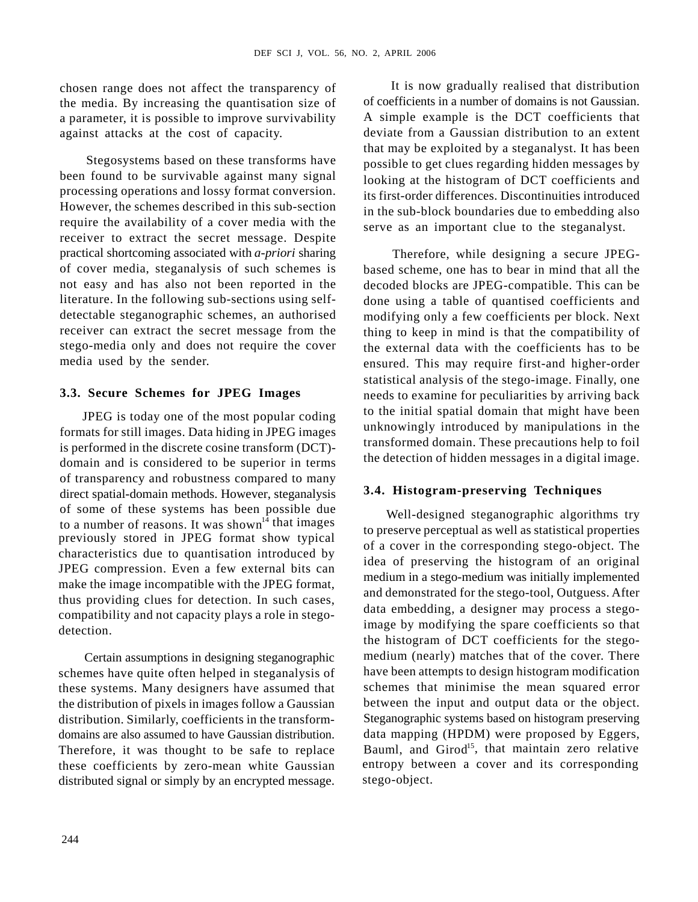chosen range does not affect the transparency of the media. By increasing the quantisation size of a parameter, it is possible to improve survivability against attacks at the cost of capacity.

Stegosystems based on these transforms have been found to be survivable against many signal processing operations and lossy format conversion. However, the schemes described in this sub-section require the availability of a cover media with the receiver to extract the secret message. Despite practical shortcoming associated with *a-priori* sharing of cover media, steganalysis of such schemes is not easy and has also not been reported in the literature. In the following sub-sections using self-detectable steganographic schemes, an authorised receiver can extract the secret message from the stego-media only and does not require the cover media used by the sender.

### 3.3. Secure Schemes for JPEG Images

JPEG is today one of the most popular coding formats for still images. Data hiding in JPEG images is performed in the discrete cosine transform (DCT)-domain and is considered to be superior in terms of transparency and robustness compared to many direct spatial-domain methods. However, steganalysis of some of these systems has been possible due to a number of reasons. It was shown[14] that images previously stored in JPEG format show typical characteristics due to quantisation introduced by JPEG compression. Even a few external bits can make the image incompatible with the JPEG format, thus providing clues for detection. In such cases, compatibility and not capacity plays a role in stego-detection.

Certain assumptions in designing steganographic schemes have quite often helped in steganalysis of these systems. Many designers have assumed that the distribution of pixels in images follow a Gaussian distribution. Similarly, coefficients in the transform-domains are also assumed to have Gaussian distribution. Therefore, it was thought to be safe to replace these coefficients by zero-mean white Gaussian distributed signal or simply by an encrypted message.

It is now gradually realised that distribution of coefficients in a number of domains is not Gaussian. A simple example is the DCT coefficients that deviate from a Gaussian distribution to an extent that may be exploited by a steganalyst. It has been possible to get clues regarding hidden messages by looking at the histogram of DCT coefficients and its first-order differences. Discontinuities introduced in the sub-block boundaries due to embedding also serve as an important clue to the steganalyst.

Therefore, while designing a secure JPEG-based scheme, one has to bear in mind that all the decoded blocks are JPEG-compatible. This can be done using a table of quantised coefficients and modifying only a few coefficients per block. Next thing to keep in mind is that the compatibility of the external data with the coefficients has to be ensured. This may require first-and higher-order statistical analysis of the stego-image. Finally, one needs to examine for peculiarities by arriving back to the initial spatial domain that might have been unknowingly introduced by manipulations in the transformed domain. These precautions help to foil the detection of hidden messages in a digital image.

### 3.4. Histogram-preserving Techniques

Well-designed steganographic algorithms try to preserve perceptual as well as statistical properties of a cover in the corresponding stego-object. The idea of preserving the histogram of an original medium in a stego-medium was initially implemented and demonstrated for the stego-tool, Outguess. After data embedding, a designer may process a stego-image by modifying the spare coefficients so that the histogram of DCT coefficients for the stego-medium (nearly) matches that of the cover. There have been attempts to design histogram modification schemes that minimise the mean squared error between the input and output data or the object. Steganographic systems based on histogram preserving data mapping (HPDM) were proposed by Eggers, Bauml, and Girod[15], that maintain zero relative entropy between a cover and its corresponding stego-object.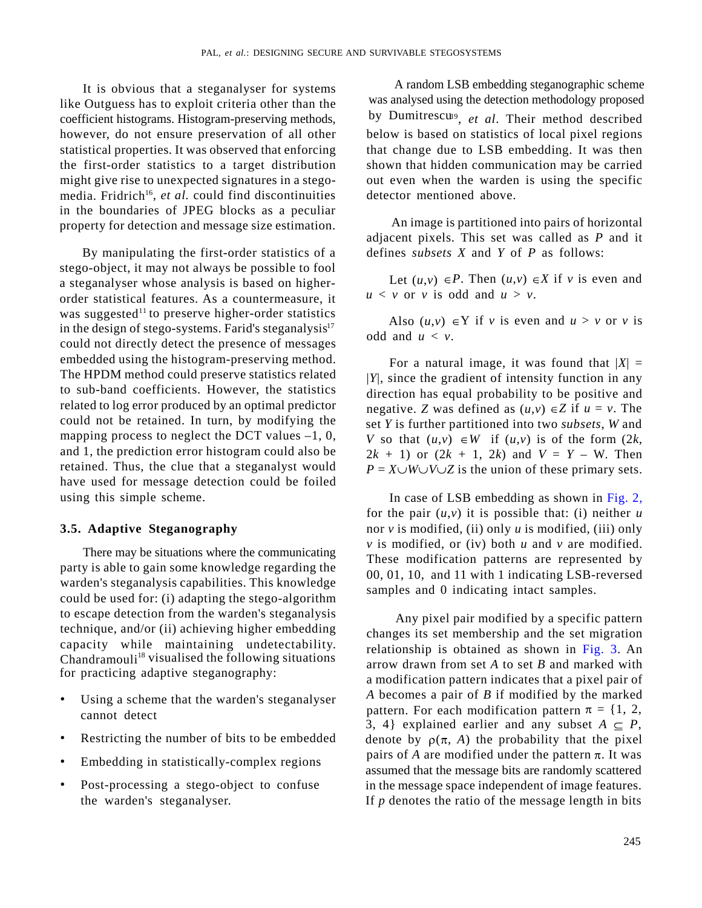It is obvious that a steganalyser for systems like Outguess has to exploit criteria other than the coefficient histograms. Histogram-preserving methods, however, do not ensure preservation of all other statistical properties. It was observed that enforcing the first-order statistics to a target distribution might give rise to unexpected signatures in a stego-media. Fridrich[16], *et al.* could find discontinuities in the boundaries of JPEG blocks as a peculiar property for detection and message size estimation.

By manipulating the first-order statistics of a stego-object, it may not always be possible to fool a steganalyser whose analysis is based on higher-order statistical features. As a countermeasure, it was suggested[11] to preserve higher-order statistics in the design of stego-systems. Farid's steganalysis[17] could not directly detect the presence of messages embedded using the histogram-preserving method. The HPDM method could preserve statistics related to sub-band coefficients. However, the statistics related to log error produced by an optimal predictor could not be retained. In turn, by modifying the mapping process to neglect the DCT values –1, 0, and 1, the prediction error histogram could also be retained. Thus, the clue that a steganalyst would have used for message detection could be foiled using this simple scheme.

### 3.5. Adaptive Steganography

There may be situations where the communicating party is able to gain some knowledge regarding the warden's steganalysis capabilities. This knowledge could be used for: (i) adapting the stego-algorithm to escape detection from the warden's steganalysis technique, and/or (ii) achieving higher embedding capacity while maintaining undetectability. Chandramouli[18] visualised the following situations for practicing adaptive steganography:

- Using a scheme that the warden's steganalyser cannot detect
- Restricting the number of bits to be embedded
- Embedding in statistically-complex regions
- Post-processing a stego-object to confuse the warden's steganalyser.

A random LSB embedding steganographic scheme was analysed using the detection methodology proposed by Dumitrescu[19], *et al*. Their method described below is based on statistics of local pixel regions that change due to LSB embedding. It was then shown that hidden communication may be carried out even when the warden is using the specific detector mentioned above.

An image is partitioned into pairs of horizontal adjacent pixels. This set was called as $P$ and it defines *subsets* $X$ and $Y$ of $P$ as follows:

Let $(u,v) \in P$. Then $(u,v) \in X$ if $v$ is even and $u < v$ or $v$ is odd and $u > v$.

Also $(u,v) \in Y$ if $v$ is even and $u > v$ or $v$ is odd and $u < v$.

For a natural image, it was found that $|X| = |Y|$, since the gradient of intensity function in any direction has equal probability to be positive and negative. $Z$ was defined as $(u,v) \in Z$ if $u = v$. The set $Y$ is further partitioned into two *subsets*, $W$ and $V$ so that $(u,v) \in W$ if $(u,v)$ is of the form $(2k, 2k + 1)$ or $(2k + 1, 2k)$ and $V = Y - W$. Then $P = X \cup W \cup V \cup Z$ is the union of these primary sets.

In case of LSB embedding as shown in Fig. 2, for the pair $(u,v)$ it is possible that: (i) neither $u$ nor $v$ is modified, (ii) only $u$ is modified, (iii) only $v$ is modified, or (iv) both $u$ and $v$ are modified. These modification patterns are represented by 00, 01, 10, and 11 with 1 indicating LSB-reversed samples and 0 indicating intact samples.

Any pixel pair modified by a specific pattern changes its set membership and the set migration relationship is obtained as shown in Fig. 3. An arrow drawn from set $A$ to set $B$ and marked with a modification pattern indicates that a pixel pair of $A$ becomes a pair of $B$ if modified by the marked pattern. For each modification pattern $\pi = \{1, 2, 3, 4\}$ explained earlier and any subset $A \subseteq P$, denote by $\rho(\pi, A)$ the probability that the pixel pairs of $A$ are modified under the pattern $\pi$. It was assumed that the message bits are randomly scattered in the message space independent of image features. If $p$ denotes the ratio of the message length in bits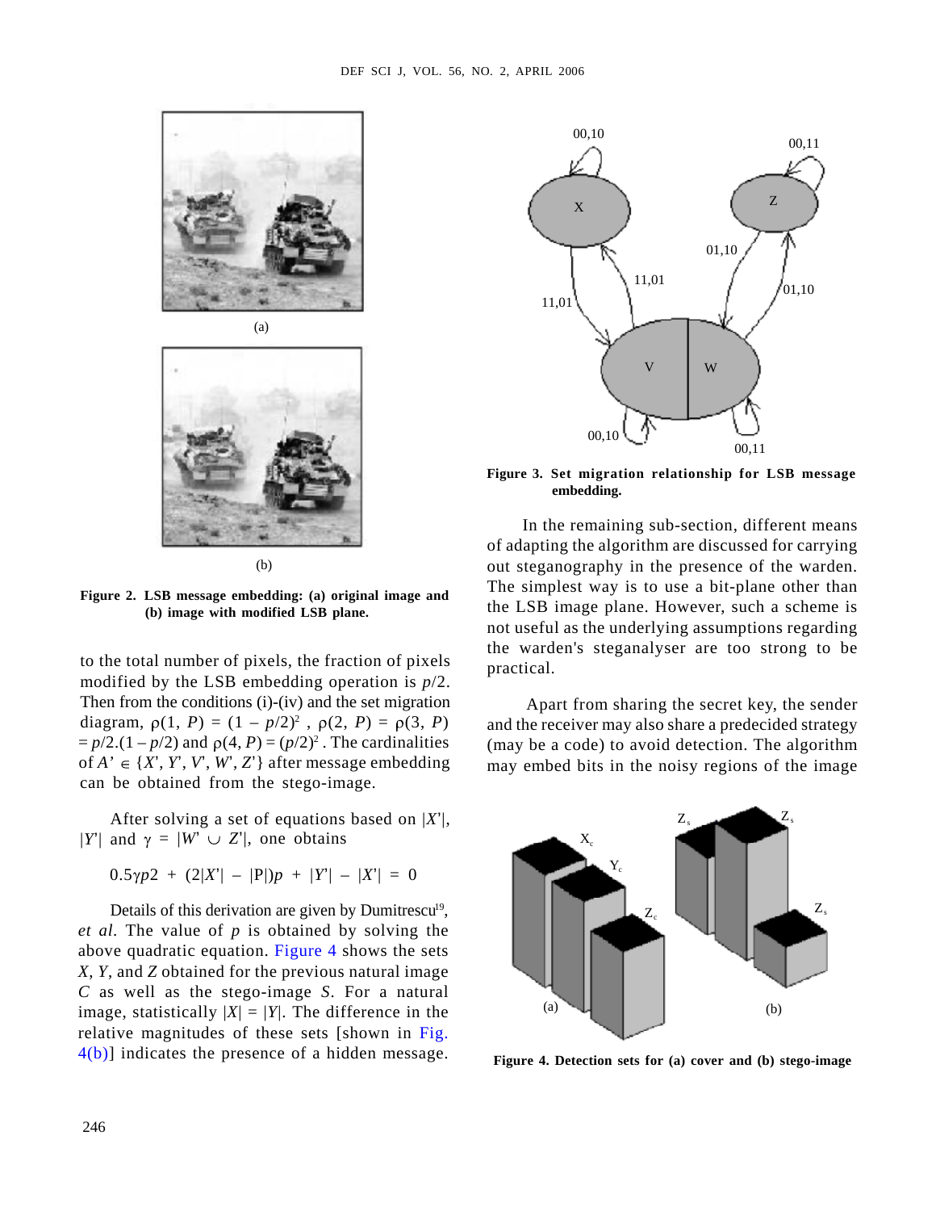Figure 2. LSB message embedding: (a) original image and (b) image with modified LSB plane.

to the total number of pixels, the fraction of pixels modified by the LSB embedding operation is $p/2$. Then from the conditions (i)-(iv) and the set migration diagram, $\rho(1, P) = (1 - p/2)^2$ , $\rho(2, P) = \rho(3, P) = p/2.(1 - p/2)$ and $\rho(4, P) = (p/2)^2$ . The cardinalities of $A' \in \{X', Y', V', W', Z'\}$ after message embedding can be obtained from the stego-image.

After solving a set of equations based on $|X'|$, $|Y'|$ and $\gamma = |W' \cup Z'|$, one obtains

$$0.5\gamma p2 + (2|X'| - |P|)p + |Y'| - |X'| = 0$$

Details of this derivation are given by Dumitrescu[19], *et al*. The value of $p$ is obtained by solving the above quadratic equation. Figure 4 shows the sets $X$, $Y$, and $Z$ obtained for the previous natural image $C$ as well as the stego-image $S$. For a natural image, statistically $|X| = |Y|$. The difference in the relative magnitudes of these sets [shown in Fig. 4(b)] indicates the presence of a hidden message.

Figure 3. Set migration relationship for LSB message embedding.

In the remaining sub-section, different means of adapting the algorithm are discussed for carrying out steganography in the presence of the warden. The simplest way is to use a bit-plane other than the LSB image plane. However, such a scheme is not useful as the underlying assumptions regarding the warden's steganalyser are too strong to be practical.

Apart from sharing the secret key, the sender and the receiver may also share a predecided strategy (may be a code) to avoid detection. The algorithm may embed bits in the noisy regions of the image

Figure 4. Detection sets for (a) cover and (b) stego-image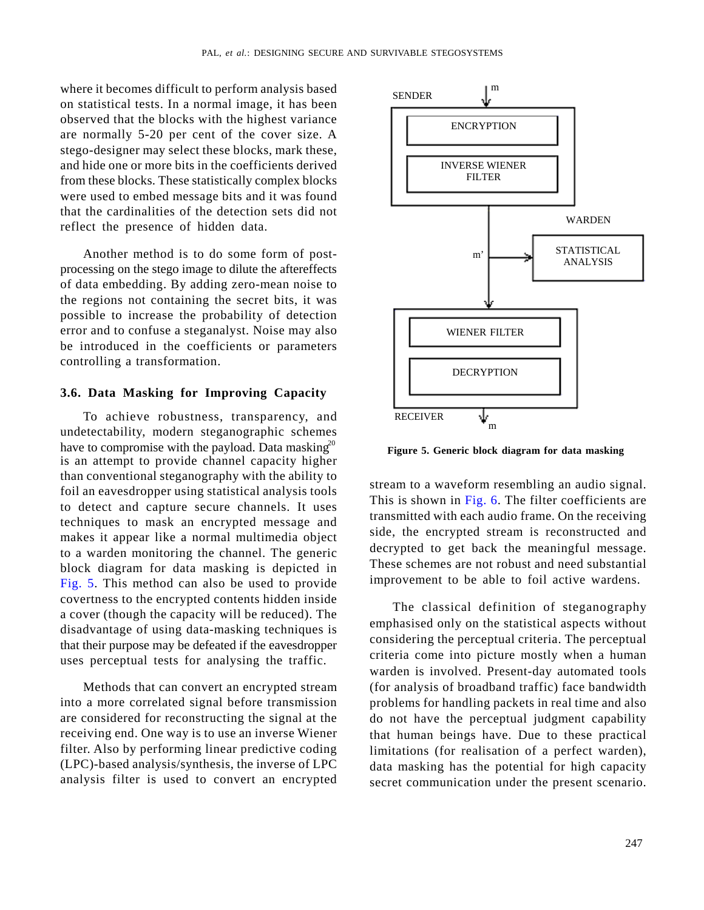where it becomes difficult to perform analysis based on statistical tests. In a normal image, it has been observed that the blocks with the highest variance are normally 5-20 per cent of the cover size. A stego-designer may select these blocks, mark these, and hide one or more bits in the coefficients derived from these blocks. These statistically complex blocks were used to embed message bits and it was found that the cardinalities of the detection sets did not reflect the presence of hidden data.

Another method is to do some form of post-processing on the stego image to dilute the aftereffects of data embedding. By adding zero-mean noise to the regions not containing the secret bits, it was possible to increase the probability of detection error and to confuse a steganalyst. Noise may also be introduced in the coefficients or parameters controlling a transformation.

### 3.6. Data Masking for Improving Capacity

To achieve robustness, transparency, and undetectability, modern steganographic schemes have to compromise with the payload. Data masking[20] is an attempt to provide channel capacity higher than conventional steganography with the ability to foil an eavesdropper using statistical analysis tools to detect and capture secure channels. It uses techniques to mask an encrypted message and makes it appear like a normal multimedia object to a warden monitoring the channel. The generic block diagram for data masking is depicted in Fig. 5. This method can also be used to provide covertness to the encrypted contents hidden inside a cover (though the capacity will be reduced). The disadvantage of using data-masking techniques is that their purpose may be defeated if the eavesdropper uses perceptual tests for analysing the traffic.

Methods that can convert an encrypted stream into a more correlated signal before transmission are considered for reconstructing the signal at the receiving end. One way is to use an inverse Wiener filter. Also by performing linear predictive coding (LPC)-based analysis/synthesis, the inverse of LPC analysis filter is used to convert an encrypted stream to a waveform resembling an audio signal. This is shown in Fig. 6. The filter coefficients are transmitted with each audio frame. On the receiving side, the encrypted stream is reconstructed and decrypted to get back the meaningful message. These schemes are not robust and need substantial improvement to be able to foil active wardens.

SENDER — m → ENCRYPTION → INVERSE WIENER FILTER → m' → (WARDEN: STATISTICAL ANALYSIS) → WIENER FILTER → DECRYPTION → RECEIVER — m

**Figure 5. Generic block diagram for data masking**

The classical definition of steganography emphasised only on the statistical aspects without considering the perceptual criteria. The perceptual criteria come into picture mostly when a human warden is involved. Present-day automated tools (for analysis of broadband traffic) face bandwidth problems for handling packets in real time and also do not have the perceptual judgment capability that human beings have. Due to these practical limitations (for realisation of a perfect warden), data masking has the potential for high capacity secret communication under the present scenario.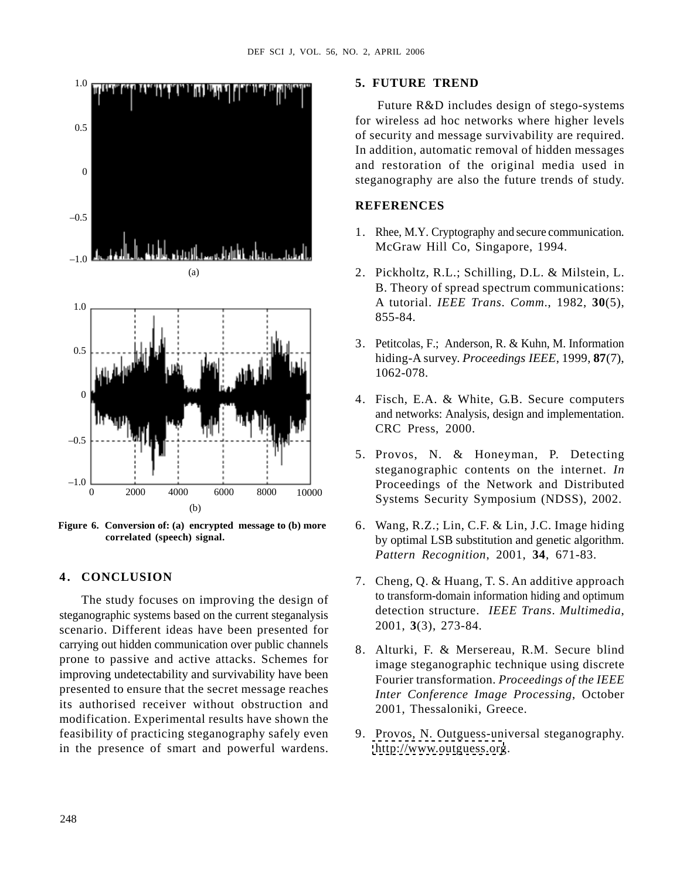Figure 6. Conversion of: (a) encrypted message to (b) more correlated (speech) signal.

## 4. CONCLUSION

The study focuses on improving the design of steganographic systems based on the current steganalysis scenario. Different ideas have been presented for carrying out hidden communication over public channels prone to passive and active attacks. Schemes for improving undetectability and survivability have been presented to ensure that the secret message reaches its authorised receiver without obstruction and modification. Experimental results have shown the feasibility of practicing steganography safely even in the presence of smart and powerful wardens.

## 5. FUTURE TREND

Future R&D includes design of stego-systems for wireless ad hoc networks where higher levels of security and message survivability are required. In addition, automatic removal of hidden messages and restoration of the original media used in steganography are also the future trends of study.

## REFERENCES

1. Rhee, M.Y. Cryptography and secure communication. McGraw Hill Co, Singapore, 1994.
2. Pickholtz, R.L.; Schilling, D.L. & Milstein, L. B. Theory of spread spectrum communications: A tutorial. *IEEE Trans. Comm.*, 1982, **30**(5), 855-84.
3. Petitcolas, F.; Anderson, R. & Kuhn, M. Information hiding-A survey. *Proceedings IEEE*, 1999, **87**(7), 1062-078.
4. Fisch, E.A. & White, G.B. Secure computers and networks: Analysis, design and implementation. CRC Press, 2000.
5. Provos, N. & Honeyman, P. Detecting steganographic contents on the internet. *In* Proceedings of the Network and Distributed Systems Security Symposium (NDSS), 2002.
6. Wang, R.Z.; Lin, C.F. & Lin, J.C. Image hiding by optimal LSB substitution and genetic algorithm. *Pattern Recognition*, 2001, **34**, 671-83.
7. Cheng, Q. & Huang, T. S. An additive approach to transform-domain information hiding and optimum detection structure. *IEEE Trans. Multimedia*, 2001, **3**(3), 273-84.
8. Alturki, F. & Mersereau, R.M. Secure blind image steganographic technique using discrete Fourier transformation. *Proceedings of the IEEE Inter Conference Image Processing*, October 2001, Thessaloniki, Greece.
9. Provos, N. Outguess-universal steganography. http://www.outguess.org.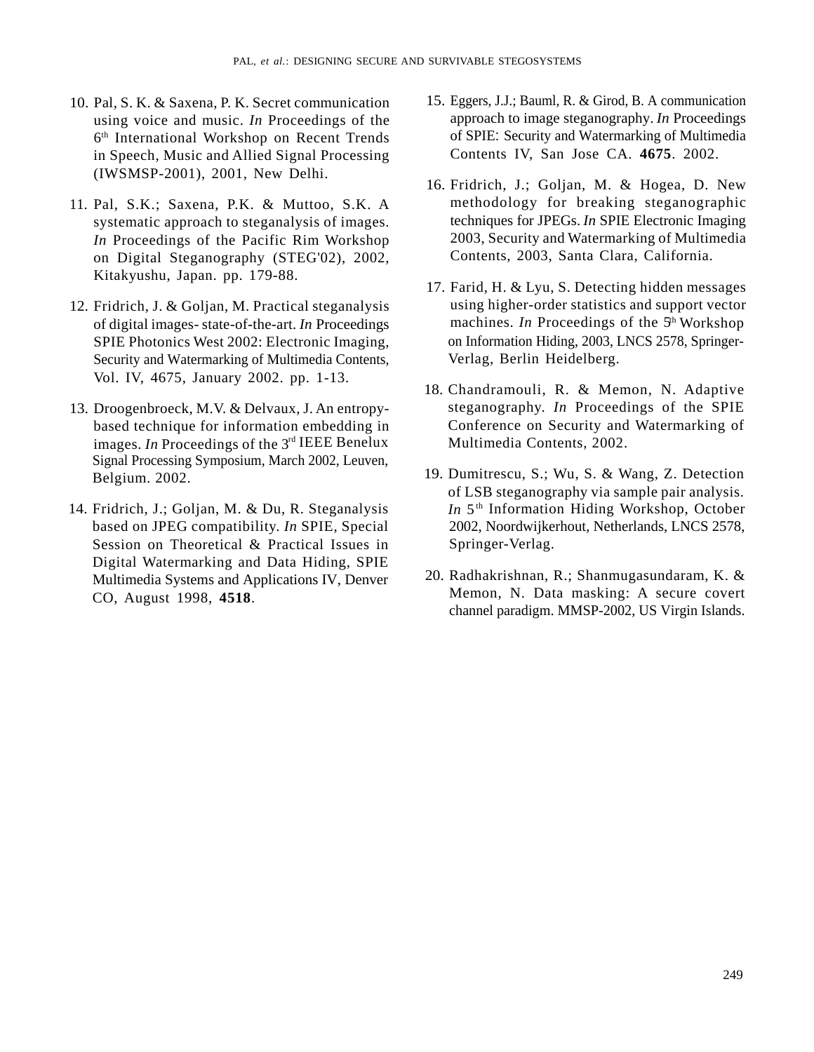10. Pal, S. K. & Saxena, P. K. Secret communication using voice and music. *In* Proceedings of the 6th International Workshop on Recent Trends in Speech, Music and Allied Signal Processing (IWSMSP-2001), 2001, New Delhi.

11. Pal, S.K.; Saxena, P.K. & Muttoo, S.K. A systematic approach to steganalysis of images. *In* Proceedings of the Pacific Rim Workshop on Digital Steganography (STEG'02), 2002, Kitakyushu, Japan. pp. 179-88.

12. Fridrich, J. & Goljan, M. Practical steganalysis of digital images- state-of-the-art. *In* Proceedings SPIE Photonics West 2002: Electronic Imaging, Security and Watermarking of Multimedia Contents, Vol. IV, 4675, January 2002. pp. 1-13.

13. Droogenbroeck, M.V. & Delvaux, J. An entropy-based technique for information embedding in images. *In* Proceedings of the 3rd IEEE Benelux Signal Processing Symposium, March 2002, Leuven, Belgium. 2002.

14. Fridrich, J.; Goljan, M. & Du, R. Steganalysis based on JPEG compatibility. *In* SPIE, Special Session on Theoretical & Practical Issues in Digital Watermarking and Data Hiding, SPIE Multimedia Systems and Applications IV, Denver CO, August 1998, **4518**.

15. Eggers, J.J.; Bauml, R. & Girod, B. A communication approach to image steganography. *In* Proceedings of SPIE: Security and Watermarking of Multimedia Contents IV, San Jose CA. **4675**. 2002.

16. Fridrich, J.; Goljan, M. & Hogea, D. New methodology for breaking steganographic techniques for JPEGs. *In* SPIE Electronic Imaging 2003, Security and Watermarking of Multimedia Contents, 2003, Santa Clara, California.

17. Farid, H. & Lyu, S. Detecting hidden messages using higher-order statistics and support vector machines. *In* Proceedings of the 5th Workshop on Information Hiding, 2003, LNCS 2578, Springer-Verlag, Berlin Heidelberg.

18. Chandramouli, R. & Memon, N. Adaptive steganography. *In* Proceedings of the SPIE Conference on Security and Watermarking of Multimedia Contents, 2002.

19. Dumitrescu, S.; Wu, S. & Wang, Z. Detection of LSB steganography via sample pair analysis. *In* 5th Information Hiding Workshop, October 2002, Noordwijkerhout, Netherlands, LNCS 2578, Springer-Verlag.

20. Radhakrishnan, R.; Shanmugasundaram, K. & Memon, N. Data masking: A secure covert channel paradigm. MMSP-2002, US Virgin Islands.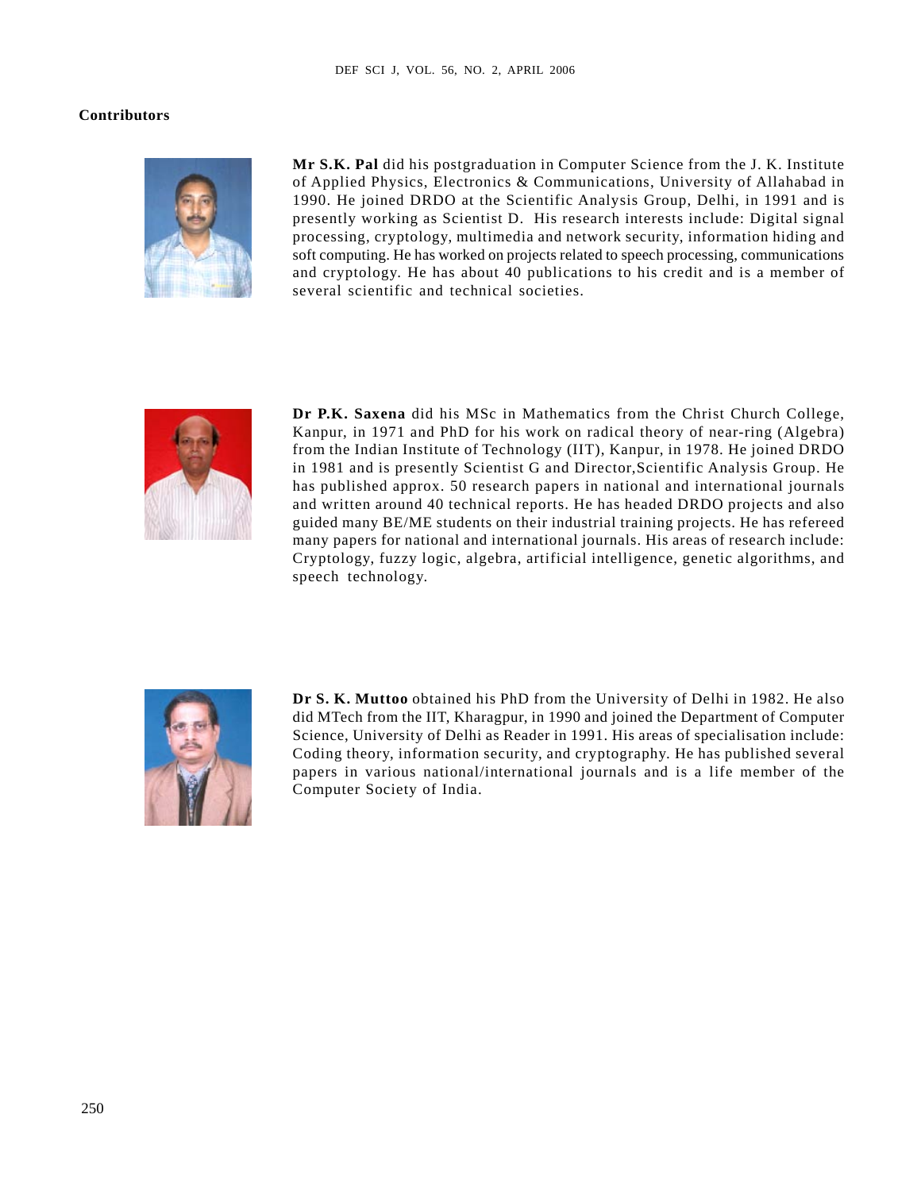## Contributors

**Mr S.K. Pal** did his postgraduation in Computer Science from the J. K. Institute of Applied Physics, Electronics & Communications, University of Allahabad in 1990. He joined DRDO at the Scientific Analysis Group, Delhi, in 1991 and is presently working as Scientist D. His research interests include: Digital signal processing, cryptology, multimedia and network security, information hiding and soft computing. He has worked on projects related to speech processing, communications and cryptology. He has about 40 publications to his credit and is a member of several scientific and technical societies.

**Dr P.K. Saxena** did his MSc in Mathematics from the Christ Church College, Kanpur, in 1971 and PhD for his work on radical theory of near-ring (Algebra) from the Indian Institute of Technology (IIT), Kanpur, in 1978. He joined DRDO in 1981 and is presently Scientist G and Director,Scientific Analysis Group. He has published approx. 50 research papers in national and international journals and written around 40 technical reports. He has headed DRDO projects and also guided many BE/ME students on their industrial training projects. He has refereed many papers for national and international journals. His areas of research include: Cryptology, fuzzy logic, algebra, artificial intelligence, genetic algorithms, and speech technology.

**Dr S. K. Muttoo** obtained his PhD from the University of Delhi in 1982. He also did MTech from the IIT, Kharagpur, in 1990 and joined the Department of Computer Science, University of Delhi as Reader in 1991. His areas of specialisation include: Coding theory, information security, and cryptography. He has published several papers in various national/international journals and is a life member of the Computer Society of India.